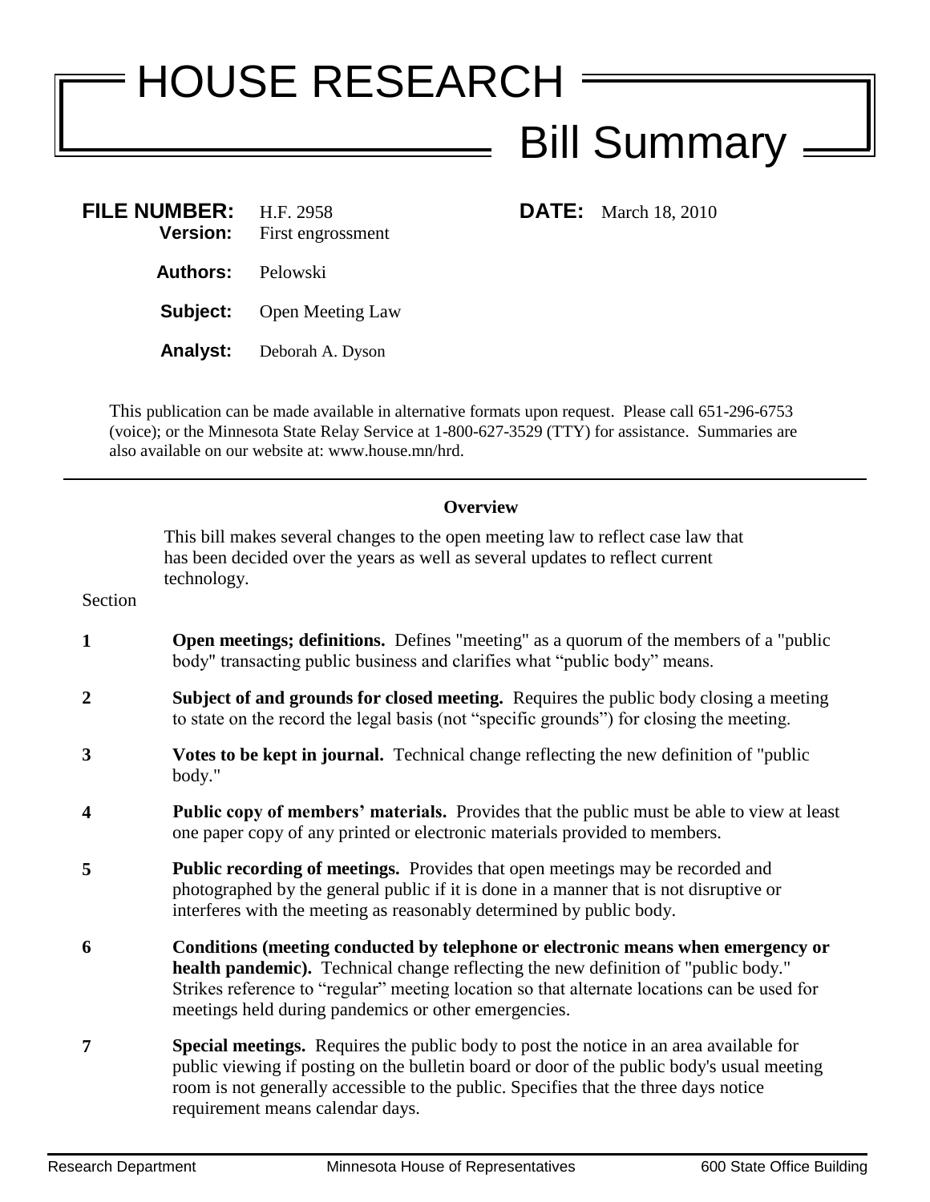# HOUSE RESEARCH

## Bill Summary

**FILE NUMBER:** H.F. 2958
**Version:** First engrossment

**DATE:** March 18, 2010

**Authors:** Pelowski

**Subject:** Open Meeting Law

**Analyst:** Deborah A. Dyson

This publication can be made available in alternative formats upon request. Please call 651-296-6753 (voice); or the Minnesota State Relay Service at 1-800-627-3529 (TTY) for assistance. Summaries are also available on our website at: www.house.mn/hrd.

---

### Overview

This bill makes several changes to the open meeting law to reflect case law that has been decided over the years as well as several updates to reflect current technology.

| Section | |
|---|---|
| **1** | **Open meetings; definitions.** Defines "meeting" as a quorum of the members of a "public body" transacting public business and clarifies what "public body" means. |
| **2** | **Subject of and grounds for closed meeting.** Requires the public body closing a meeting to state on the record the legal basis (not "specific grounds") for closing the meeting. |
| **3** | **Votes to be kept in journal.** Technical change reflecting the new definition of "public body." |
| **4** | **Public copy of members' materials.** Provides that the public must be able to view at least one paper copy of any printed or electronic materials provided to members. |
| **5** | **Public recording of meetings.** Provides that open meetings may be recorded and photographed by the general public if it is done in a manner that is not disruptive or interferes with the meeting as reasonably determined by public body. |
| **6** | **Conditions (meeting conducted by telephone or electronic means when emergency or health pandemic).** Technical change reflecting the new definition of "public body." Strikes reference to "regular" meeting location so that alternate locations can be used for meetings held during pandemics or other emergencies. |
| **7** | **Special meetings.** Requires the public body to post the notice in an area available for public viewing if posting on the bulletin board or door of the public body's usual meeting room is not generally accessible to the public. Specifies that the three days notice requirement means calendar days. |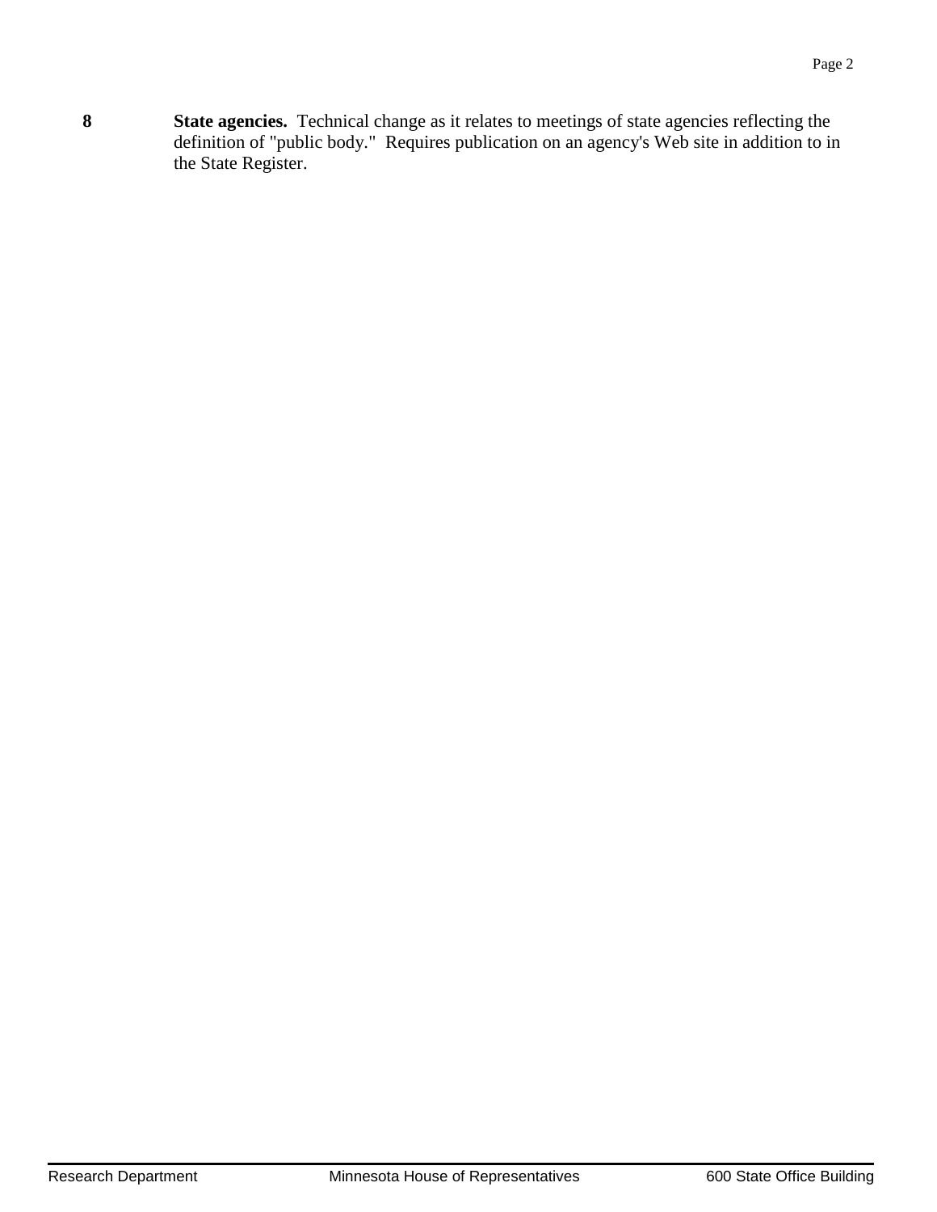**8** **State agencies.** Technical change as it relates to meetings of state agencies reflecting the definition of "public body." Requires publication on an agency's Web site in addition to in the State Register.